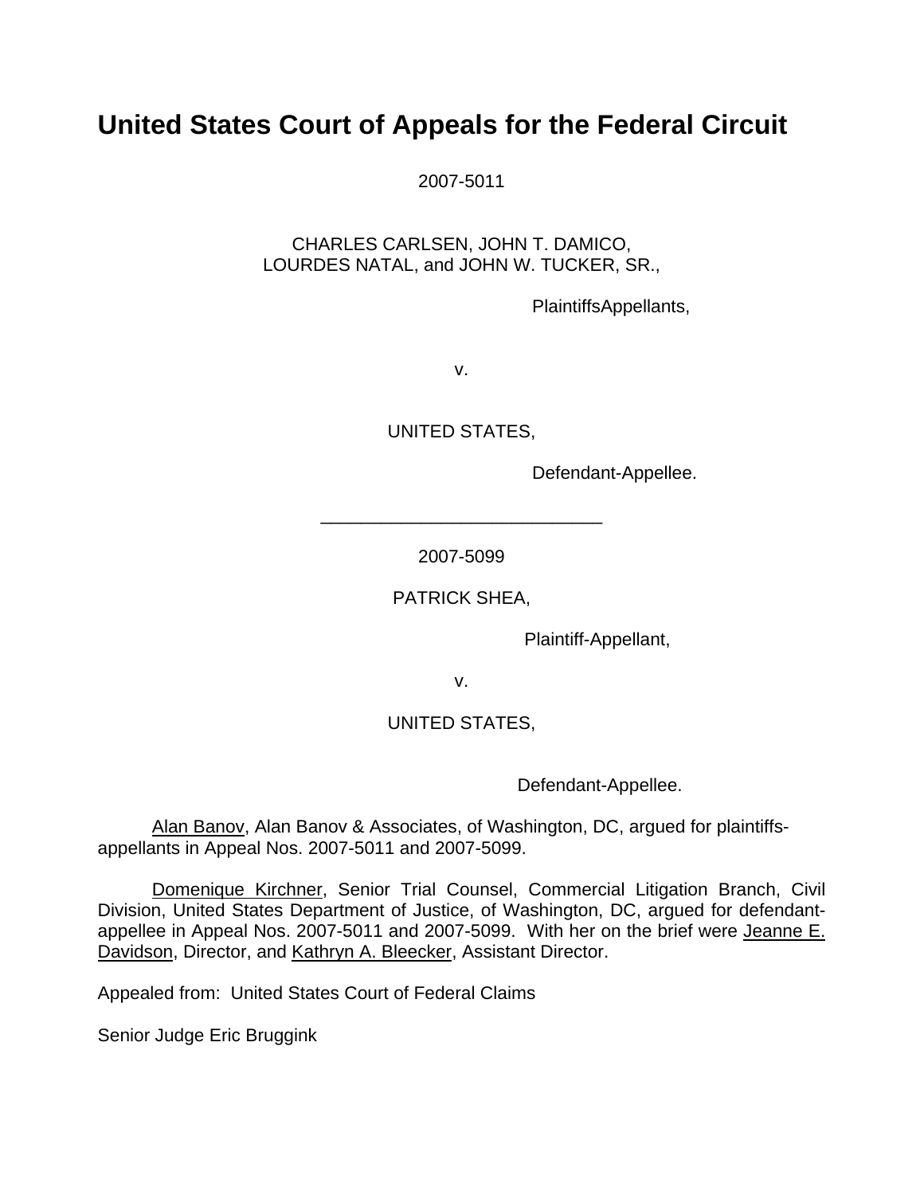# United States Court of Appeals for the Federal Circuit

2007-5011

CHARLES CARLSEN, JOHN T. DAMICO,
LOURDES NATAL, and JOHN W. TUCKER, SR.,

PlaintiffsAppellants,

v.

UNITED STATES,

Defendant-Appellee.

---

2007-5099

PATRICK SHEA,

Plaintiff-Appellant,

v.

UNITED STATES,

Defendant-Appellee.

Alan Banov, Alan Banov & Associates, of Washington, DC, argued for plaintiffs-appellants in Appeal Nos. 2007-5011 and 2007-5099.

Domenique Kirchner, Senior Trial Counsel, Commercial Litigation Branch, Civil Division, United States Department of Justice, of Washington, DC, argued for defendant-appellee in Appeal Nos. 2007-5011 and 2007-5099. With her on the brief were Jeanne E. Davidson, Director, and Kathryn A. Bleecker, Assistant Director.

Appealed from: United States Court of Federal Claims

Senior Judge Eric Bruggink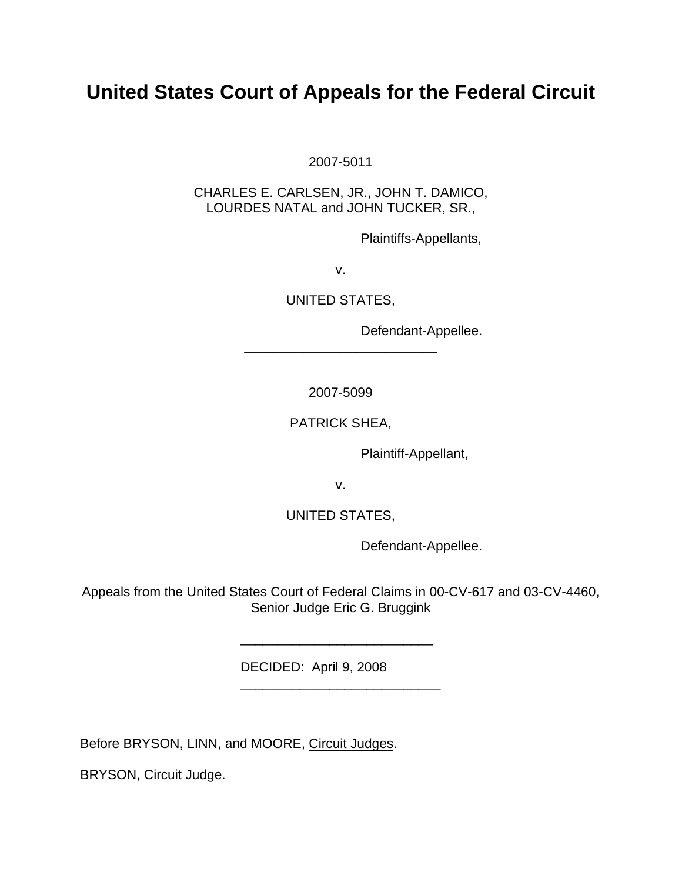# United States Court of Appeals for the Federal Circuit

2007-5011

CHARLES E. CARLSEN, JR., JOHN T. DAMICO,
LOURDES NATAL and JOHN TUCKER, SR.,

Plaintiffs-Appellants,

v.

UNITED STATES,

Defendant-Appellee.

---

2007-5099

PATRICK SHEA,

Plaintiff-Appellant,

v.

UNITED STATES,

Defendant-Appellee.

Appeals from the United States Court of Federal Claims in 00-CV-617 and 03-CV-4460, Senior Judge Eric G. Bruggink

---

DECIDED: April 9, 2008

---

Before BRYSON, LINN, and MOORE, Circuit Judges.

BRYSON, Circuit Judge.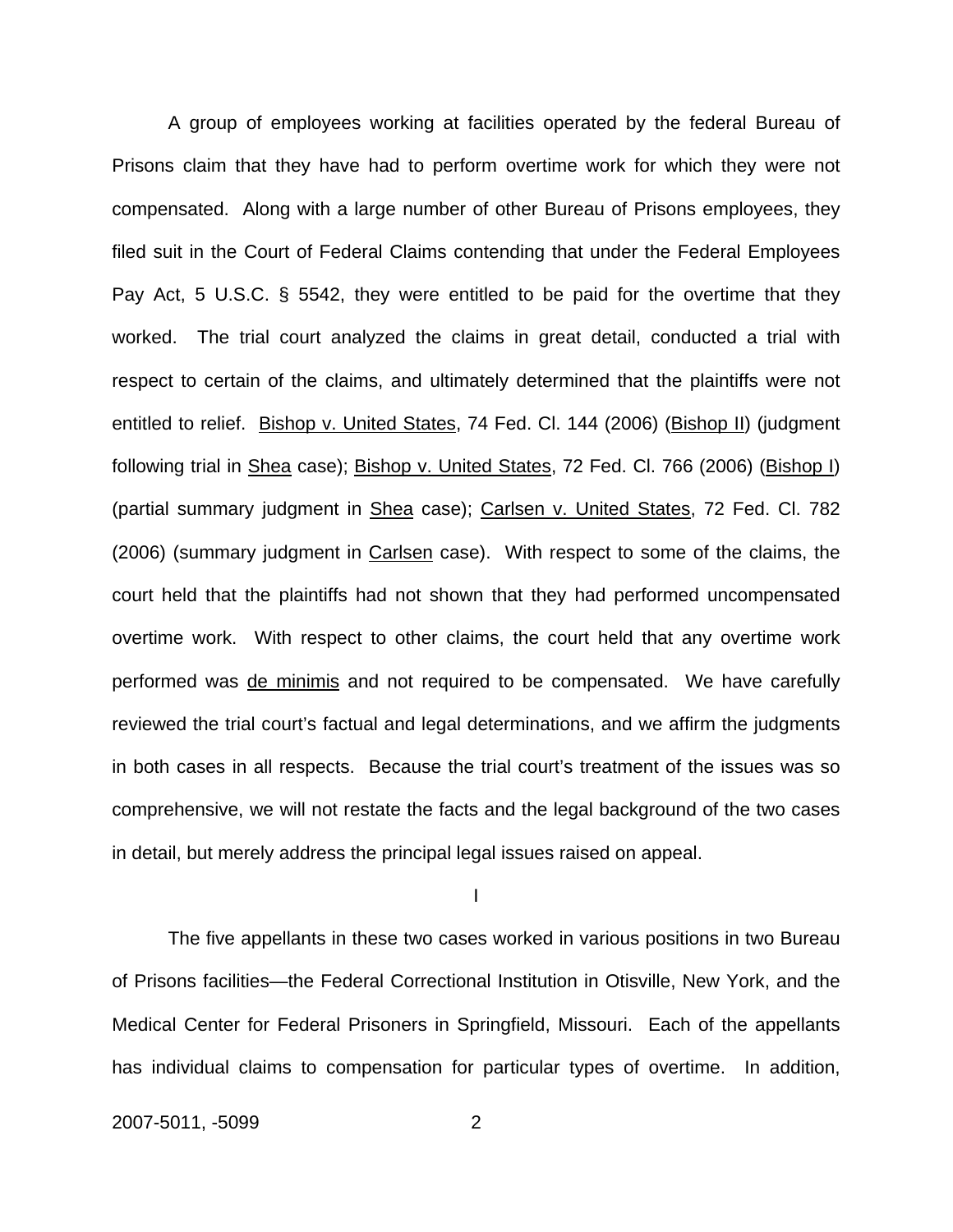A group of employees working at facilities operated by the federal Bureau of Prisons claim that they have had to perform overtime work for which they were not compensated. Along with a large number of other Bureau of Prisons employees, they filed suit in the Court of Federal Claims contending that under the Federal Employees Pay Act, 5 U.S.C. § 5542, they were entitled to be paid for the overtime that they worked. The trial court analyzed the claims in great detail, conducted a trial with respect to certain of the claims, and ultimately determined that the plaintiffs were not entitled to relief. Bishop v. United States, 74 Fed. Cl. 144 (2006) (Bishop II) (judgment following trial in Shea case); Bishop v. United States, 72 Fed. Cl. 766 (2006) (Bishop I) (partial summary judgment in Shea case); Carlsen v. United States, 72 Fed. Cl. 782 (2006) (summary judgment in Carlsen case). With respect to some of the claims, the court held that the plaintiffs had not shown that they had performed uncompensated overtime work. With respect to other claims, the court held that any overtime work performed was de minimis and not required to be compensated. We have carefully reviewed the trial court's factual and legal determinations, and we affirm the judgments in both cases in all respects. Because the trial court's treatment of the issues was so comprehensive, we will not restate the facts and the legal background of the two cases in detail, but merely address the principal legal issues raised on appeal.

I

The five appellants in these two cases worked in various positions in two Bureau of Prisons facilities—the Federal Correctional Institution in Otisville, New York, and the Medical Center for Federal Prisoners in Springfield, Missouri. Each of the appellants has individual claims to compensation for particular types of overtime. In addition,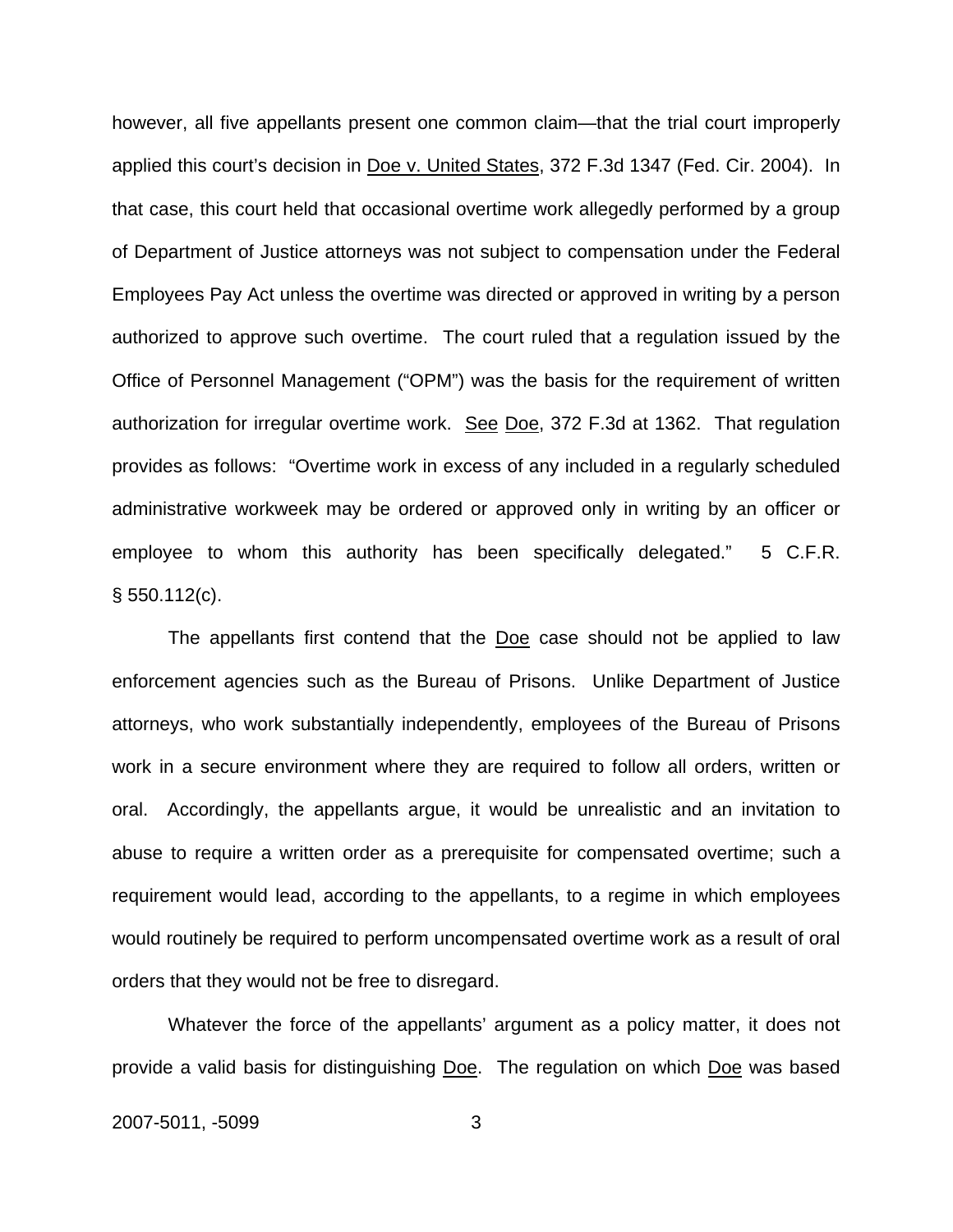however, all five appellants present one common claim—that the trial court improperly applied this court's decision in Doe v. United States, 372 F.3d 1347 (Fed. Cir. 2004). In that case, this court held that occasional overtime work allegedly performed by a group of Department of Justice attorneys was not subject to compensation under the Federal Employees Pay Act unless the overtime was directed or approved in writing by a person authorized to approve such overtime. The court ruled that a regulation issued by the Office of Personnel Management ("OPM") was the basis for the requirement of written authorization for irregular overtime work. See Doe, 372 F.3d at 1362. That regulation provides as follows: "Overtime work in excess of any included in a regularly scheduled administrative workweek may be ordered or approved only in writing by an officer or employee to whom this authority has been specifically delegated." 5 C.F.R. § 550.112(c).

The appellants first contend that the Doe case should not be applied to law enforcement agencies such as the Bureau of Prisons. Unlike Department of Justice attorneys, who work substantially independently, employees of the Bureau of Prisons work in a secure environment where they are required to follow all orders, written or oral. Accordingly, the appellants argue, it would be unrealistic and an invitation to abuse to require a written order as a prerequisite for compensated overtime; such a requirement would lead, according to the appellants, to a regime in which employees would routinely be required to perform uncompensated overtime work as a result of oral orders that they would not be free to disregard.

Whatever the force of the appellants' argument as a policy matter, it does not provide a valid basis for distinguishing Doe. The regulation on which Doe was based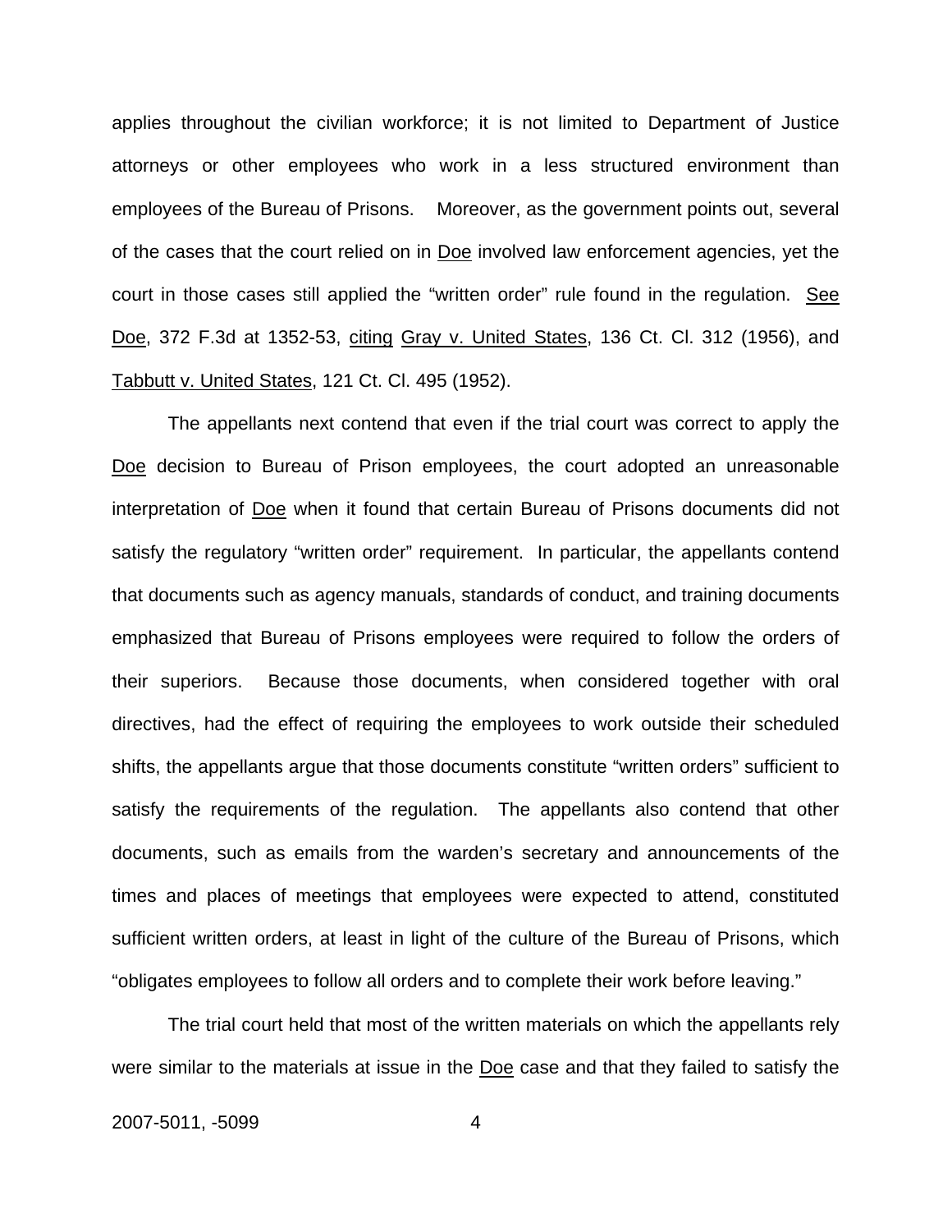applies throughout the civilian workforce; it is not limited to Department of Justice attorneys or other employees who work in a less structured environment than employees of the Bureau of Prisons. Moreover, as the government points out, several of the cases that the court relied on in Doe involved law enforcement agencies, yet the court in those cases still applied the "written order" rule found in the regulation. See Doe, 372 F.3d at 1352-53, citing Gray v. United States, 136 Ct. Cl. 312 (1956), and Tabbutt v. United States, 121 Ct. Cl. 495 (1952).

The appellants next contend that even if the trial court was correct to apply the Doe decision to Bureau of Prison employees, the court adopted an unreasonable interpretation of Doe when it found that certain Bureau of Prisons documents did not satisfy the regulatory "written order" requirement. In particular, the appellants contend that documents such as agency manuals, standards of conduct, and training documents emphasized that Bureau of Prisons employees were required to follow the orders of their superiors. Because those documents, when considered together with oral directives, had the effect of requiring the employees to work outside their scheduled shifts, the appellants argue that those documents constitute "written orders" sufficient to satisfy the requirements of the regulation. The appellants also contend that other documents, such as emails from the warden's secretary and announcements of the times and places of meetings that employees were expected to attend, constituted sufficient written orders, at least in light of the culture of the Bureau of Prisons, which "obligates employees to follow all orders and to complete their work before leaving."

The trial court held that most of the written materials on which the appellants rely were similar to the materials at issue in the Doe case and that they failed to satisfy the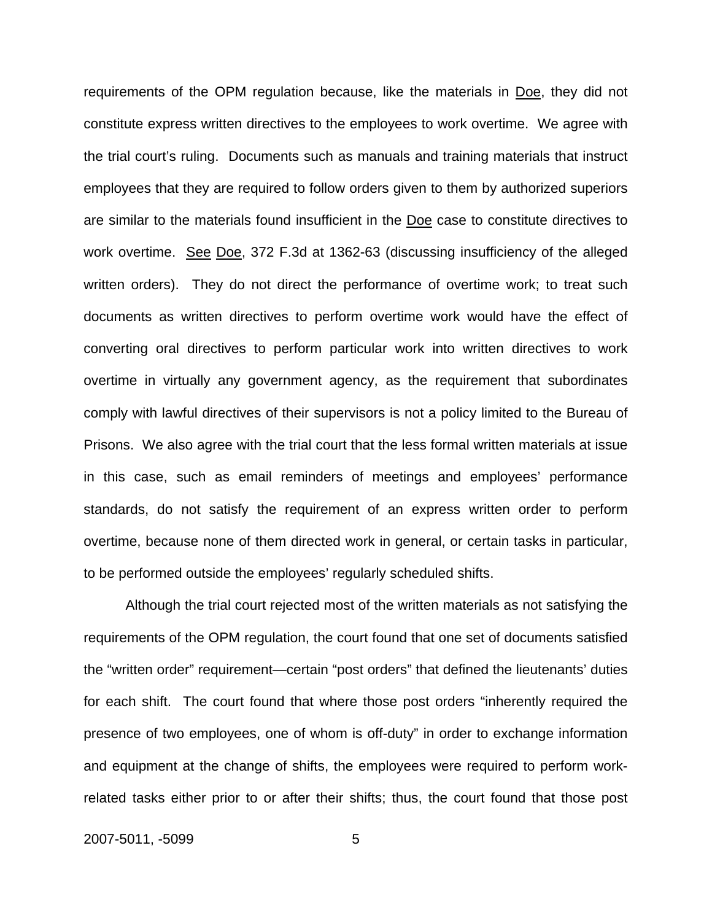requirements of the OPM regulation because, like the materials in Doe, they did not constitute express written directives to the employees to work overtime. We agree with the trial court's ruling. Documents such as manuals and training materials that instruct employees that they are required to follow orders given to them by authorized superiors are similar to the materials found insufficient in the Doe case to constitute directives to work overtime. See Doe, 372 F.3d at 1362-63 (discussing insufficiency of the alleged written orders). They do not direct the performance of overtime work; to treat such documents as written directives to perform overtime work would have the effect of converting oral directives to perform particular work into written directives to work overtime in virtually any government agency, as the requirement that subordinates comply with lawful directives of their supervisors is not a policy limited to the Bureau of Prisons. We also agree with the trial court that the less formal written materials at issue in this case, such as email reminders of meetings and employees' performance standards, do not satisfy the requirement of an express written order to perform overtime, because none of them directed work in general, or certain tasks in particular, to be performed outside the employees' regularly scheduled shifts.

Although the trial court rejected most of the written materials as not satisfying the requirements of the OPM regulation, the court found that one set of documents satisfied the "written order" requirement—certain "post orders" that defined the lieutenants' duties for each shift. The court found that where those post orders "inherently required the presence of two employees, one of whom is off-duty" in order to exchange information and equipment at the change of shifts, the employees were required to perform work-related tasks either prior to or after their shifts; thus, the court found that those post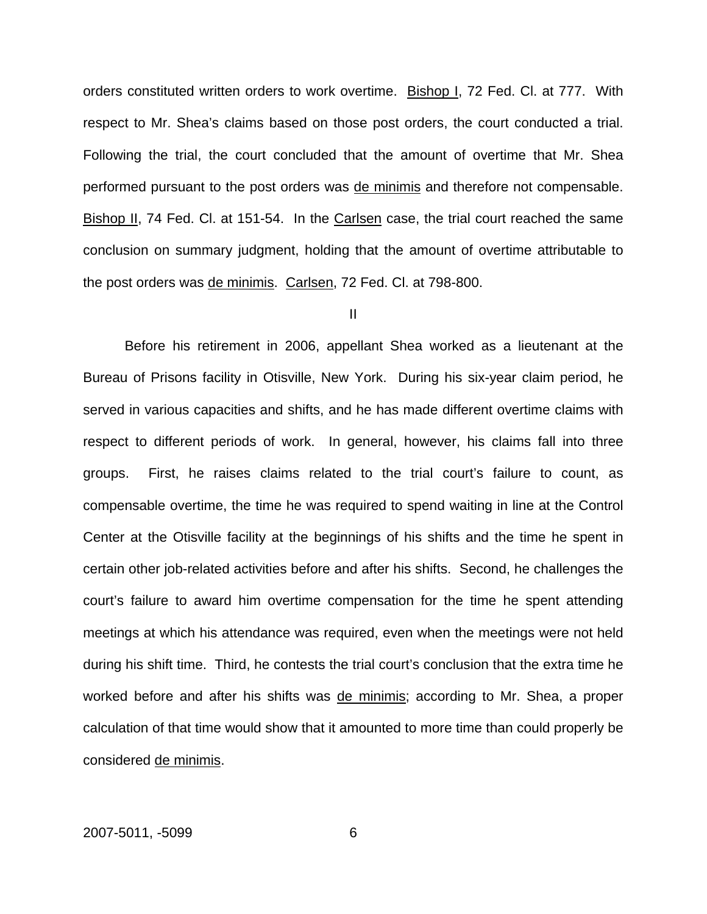orders constituted written orders to work overtime. Bishop I, 72 Fed. Cl. at 777. With respect to Mr. Shea's claims based on those post orders, the court conducted a trial. Following the trial, the court concluded that the amount of overtime that Mr. Shea performed pursuant to the post orders was de minimis and therefore not compensable. Bishop II, 74 Fed. Cl. at 151-54. In the Carlsen case, the trial court reached the same conclusion on summary judgment, holding that the amount of overtime attributable to the post orders was de minimis. Carlsen, 72 Fed. Cl. at 798-800.

II

Before his retirement in 2006, appellant Shea worked as a lieutenant at the Bureau of Prisons facility in Otisville, New York. During his six-year claim period, he served in various capacities and shifts, and he has made different overtime claims with respect to different periods of work. In general, however, his claims fall into three groups. First, he raises claims related to the trial court's failure to count, as compensable overtime, the time he was required to spend waiting in line at the Control Center at the Otisville facility at the beginnings of his shifts and the time he spent in certain other job-related activities before and after his shifts. Second, he challenges the court's failure to award him overtime compensation for the time he spent attending meetings at which his attendance was required, even when the meetings were not held during his shift time. Third, he contests the trial court's conclusion that the extra time he worked before and after his shifts was de minimis; according to Mr. Shea, a proper calculation of that time would show that it amounted to more time than could properly be considered de minimis.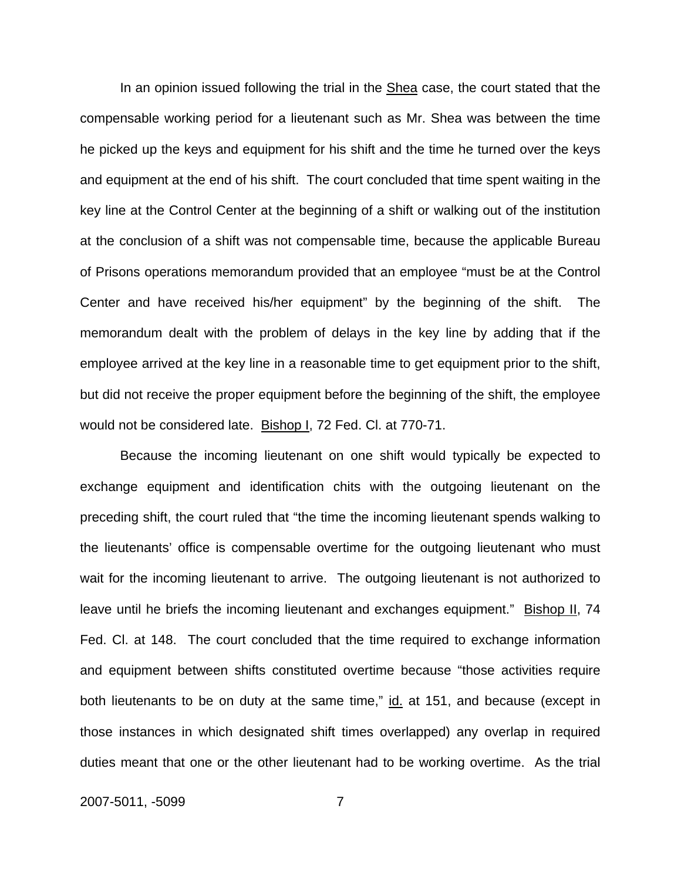In an opinion issued following the trial in the Shea case, the court stated that the compensable working period for a lieutenant such as Mr. Shea was between the time he picked up the keys and equipment for his shift and the time he turned over the keys and equipment at the end of his shift. The court concluded that time spent waiting in the key line at the Control Center at the beginning of a shift or walking out of the institution at the conclusion of a shift was not compensable time, because the applicable Bureau of Prisons operations memorandum provided that an employee "must be at the Control Center and have received his/her equipment" by the beginning of the shift. The memorandum dealt with the problem of delays in the key line by adding that if the employee arrived at the key line in a reasonable time to get equipment prior to the shift, but did not receive the proper equipment before the beginning of the shift, the employee would not be considered late. Bishop I, 72 Fed. Cl. at 770-71.

Because the incoming lieutenant on one shift would typically be expected to exchange equipment and identification chits with the outgoing lieutenant on the preceding shift, the court ruled that "the time the incoming lieutenant spends walking to the lieutenants' office is compensable overtime for the outgoing lieutenant who must wait for the incoming lieutenant to arrive. The outgoing lieutenant is not authorized to leave until he briefs the incoming lieutenant and exchanges equipment." Bishop II, 74 Fed. Cl. at 148. The court concluded that the time required to exchange information and equipment between shifts constituted overtime because "those activities require both lieutenants to be on duty at the same time," id. at 151, and because (except in those instances in which designated shift times overlapped) any overlap in required duties meant that one or the other lieutenant had to be working overtime. As the trial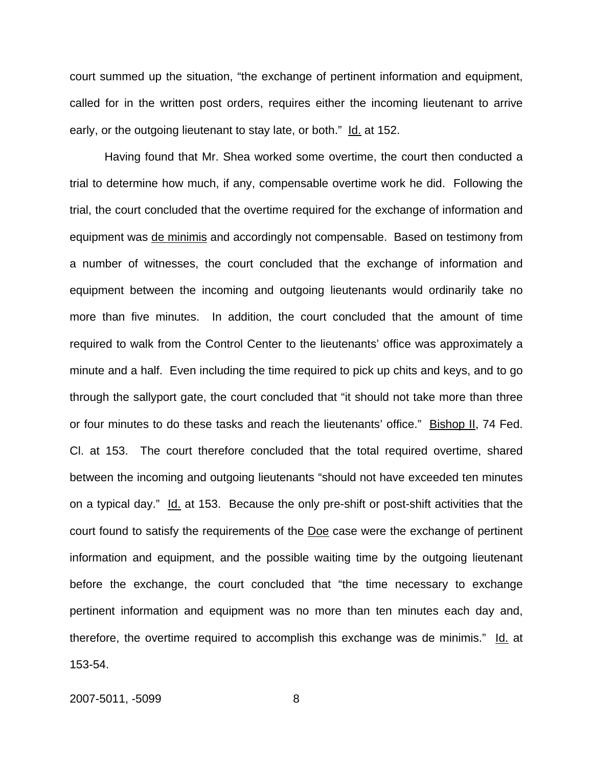court summed up the situation, "the exchange of pertinent information and equipment, called for in the written post orders, requires either the incoming lieutenant to arrive early, or the outgoing lieutenant to stay late, or both." Id. at 152.

Having found that Mr. Shea worked some overtime, the court then conducted a trial to determine how much, if any, compensable overtime work he did. Following the trial, the court concluded that the overtime required for the exchange of information and equipment was de minimis and accordingly not compensable. Based on testimony from a number of witnesses, the court concluded that the exchange of information and equipment between the incoming and outgoing lieutenants would ordinarily take no more than five minutes. In addition, the court concluded that the amount of time required to walk from the Control Center to the lieutenants' office was approximately a minute and a half. Even including the time required to pick up chits and keys, and to go through the sallyport gate, the court concluded that "it should not take more than three or four minutes to do these tasks and reach the lieutenants' office." Bishop II, 74 Fed. Cl. at 153. The court therefore concluded that the total required overtime, shared between the incoming and outgoing lieutenants "should not have exceeded ten minutes on a typical day." Id. at 153. Because the only pre-shift or post-shift activities that the court found to satisfy the requirements of the Doe case were the exchange of pertinent information and equipment, and the possible waiting time by the outgoing lieutenant before the exchange, the court concluded that "the time necessary to exchange pertinent information and equipment was no more than ten minutes each day and, therefore, the overtime required to accomplish this exchange was de minimis." Id. at 153-54.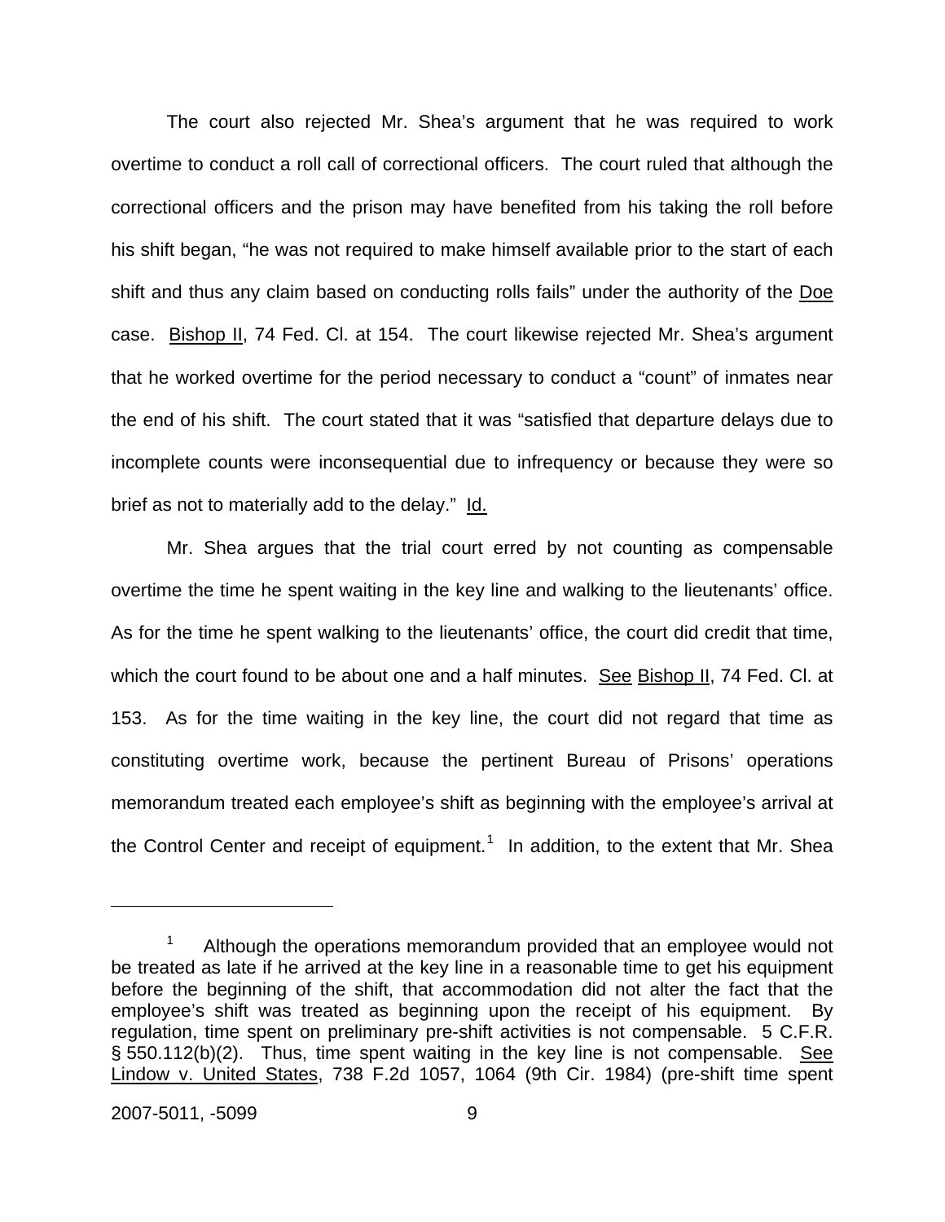The court also rejected Mr. Shea's argument that he was required to work overtime to conduct a roll call of correctional officers. The court ruled that although the correctional officers and the prison may have benefited from his taking the roll before his shift began, "he was not required to make himself available prior to the start of each shift and thus any claim based on conducting rolls fails" under the authority of the Doe case. Bishop II, 74 Fed. Cl. at 154. The court likewise rejected Mr. Shea's argument that he worked overtime for the period necessary to conduct a "count" of inmates near the end of his shift. The court stated that it was "satisfied that departure delays due to incomplete counts were inconsequential due to infrequency or because they were so brief as not to materially add to the delay." Id.

Mr. Shea argues that the trial court erred by not counting as compensable overtime the time he spent waiting in the key line and walking to the lieutenants' office. As for the time he spent walking to the lieutenants' office, the court did credit that time, which the court found to be about one and a half minutes. See Bishop II, 74 Fed. Cl. at 153. As for the time waiting in the key line, the court did not regard that time as constituting overtime work, because the pertinent Bureau of Prisons' operations memorandum treated each employee's shift as beginning with the employee's arrival at the Control Center and receipt of equipment.[1] In addition, to the extent that Mr. Shea

[1] Although the operations memorandum provided that an employee would not be treated as late if he arrived at the key line in a reasonable time to get his equipment before the beginning of the shift, that accommodation did not alter the fact that the employee's shift was treated as beginning upon the receipt of his equipment. By regulation, time spent on preliminary pre-shift activities is not compensable. 5 C.F.R. § 550.112(b)(2). Thus, time spent waiting in the key line is not compensable. See Lindow v. United States, 738 F.2d 1057, 1064 (9th Cir. 1984) (pre-shift time spent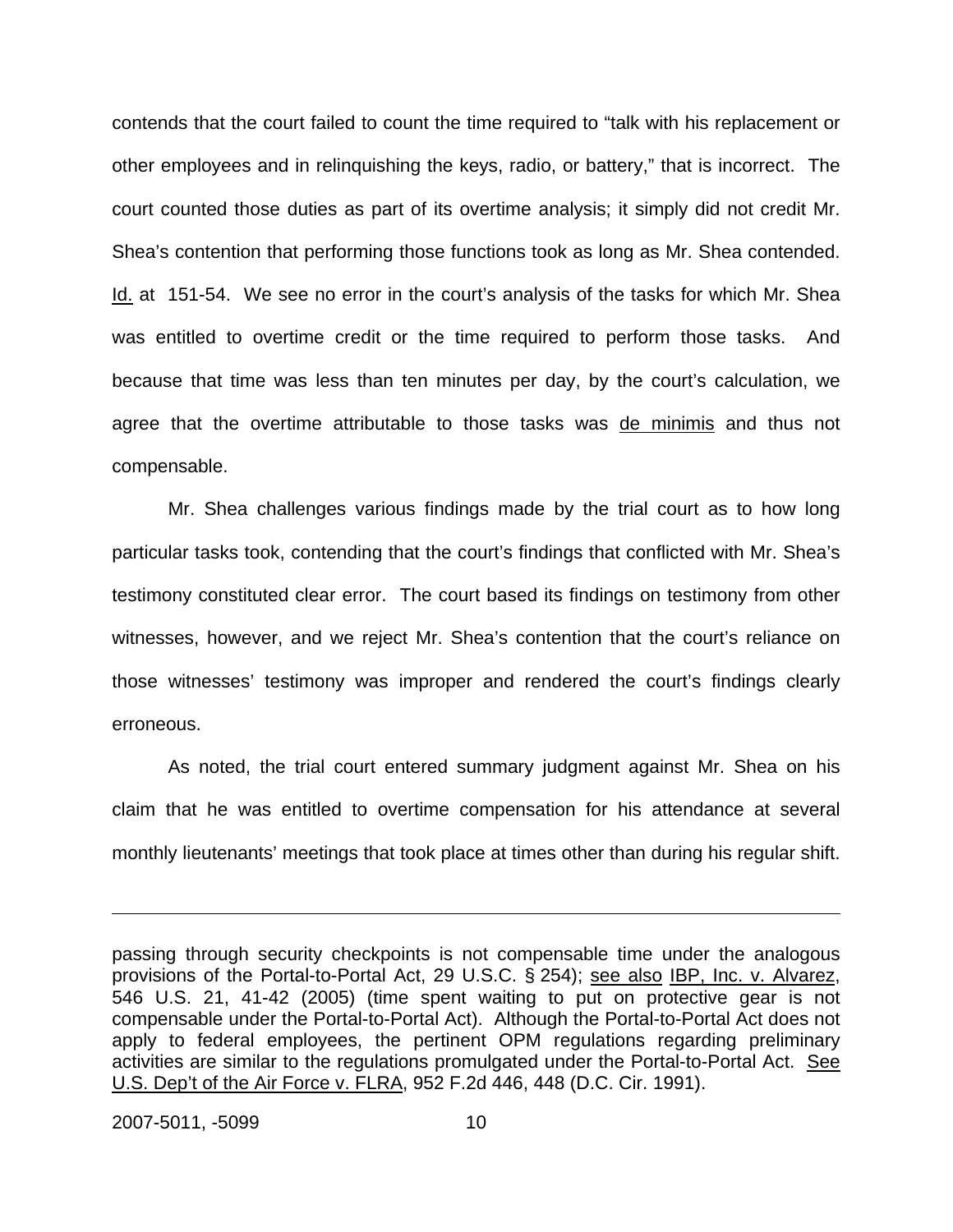contends that the court failed to count the time required to "talk with his replacement or other employees and in relinquishing the keys, radio, or battery," that is incorrect. The court counted those duties as part of its overtime analysis; it simply did not credit Mr. Shea's contention that performing those functions took as long as Mr. Shea contended. Id. at 151-54. We see no error in the court's analysis of the tasks for which Mr. Shea was entitled to overtime credit or the time required to perform those tasks. And because that time was less than ten minutes per day, by the court's calculation, we agree that the overtime attributable to those tasks was de minimis and thus not compensable.

Mr. Shea challenges various findings made by the trial court as to how long particular tasks took, contending that the court's findings that conflicted with Mr. Shea's testimony constituted clear error. The court based its findings on testimony from other witnesses, however, and we reject Mr. Shea's contention that the court's reliance on those witnesses' testimony was improper and rendered the court's findings clearly erroneous.

As noted, the trial court entered summary judgment against Mr. Shea on his claim that he was entitled to overtime compensation for his attendance at several monthly lieutenants' meetings that took place at times other than during his regular shift.

---

passing through security checkpoints is not compensable time under the analogous provisions of the Portal-to-Portal Act, 29 U.S.C. § 254); see also IBP, Inc. v. Alvarez, 546 U.S. 21, 41-42 (2005) (time spent waiting to put on protective gear is not compensable under the Portal-to-Portal Act). Although the Portal-to-Portal Act does not apply to federal employees, the pertinent OPM regulations regarding preliminary activities are similar to the regulations promulgated under the Portal-to-Portal Act. See U.S. Dep't of the Air Force v. FLRA, 952 F.2d 446, 448 (D.C. Cir. 1991).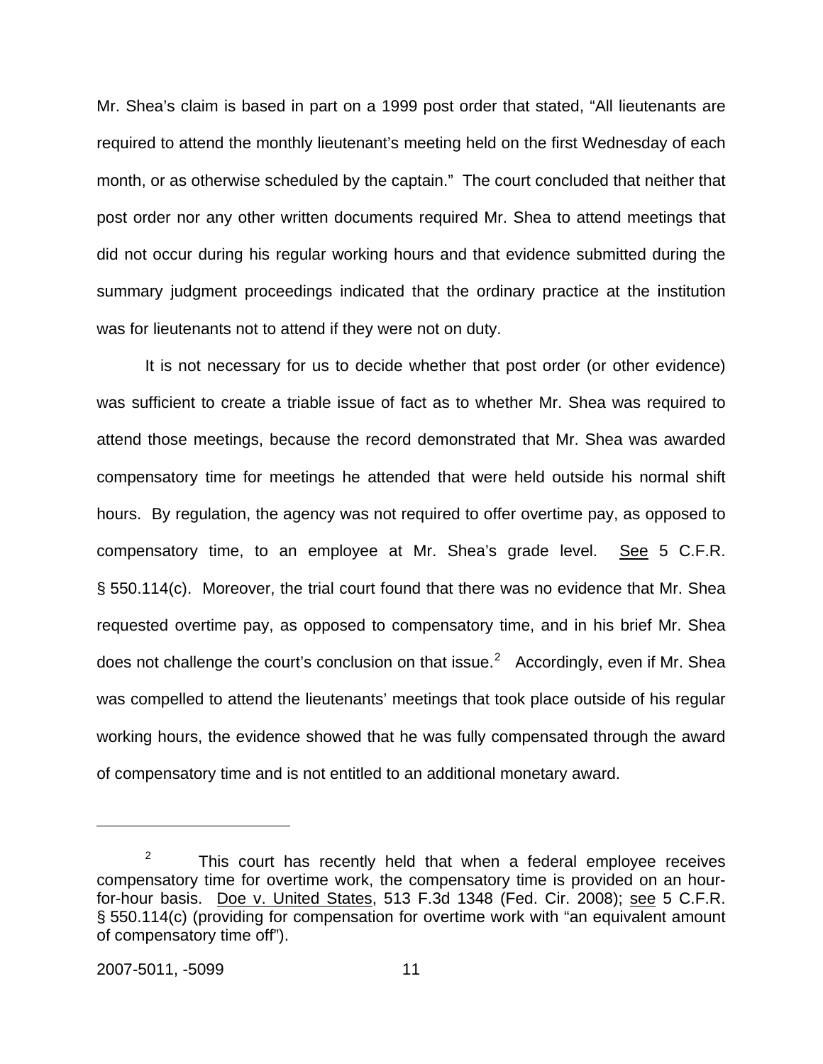Mr. Shea's claim is based in part on a 1999 post order that stated, "All lieutenants are required to attend the monthly lieutenant's meeting held on the first Wednesday of each month, or as otherwise scheduled by the captain." The court concluded that neither that post order nor any other written documents required Mr. Shea to attend meetings that did not occur during his regular working hours and that evidence submitted during the summary judgment proceedings indicated that the ordinary practice at the institution was for lieutenants not to attend if they were not on duty.

It is not necessary for us to decide whether that post order (or other evidence) was sufficient to create a triable issue of fact as to whether Mr. Shea was required to attend those meetings, because the record demonstrated that Mr. Shea was awarded compensatory time for meetings he attended that were held outside his normal shift hours. By regulation, the agency was not required to offer overtime pay, as opposed to compensatory time, to an employee at Mr. Shea's grade level. See 5 C.F.R. § 550.114(c). Moreover, the trial court found that there was no evidence that Mr. Shea requested overtime pay, as opposed to compensatory time, and in his brief Mr. Shea does not challenge the court's conclusion on that issue.[2] Accordingly, even if Mr. Shea was compelled to attend the lieutenants' meetings that took place outside of his regular working hours, the evidence showed that he was fully compensated through the award of compensatory time and is not entitled to an additional monetary award.

---

[2] This court has recently held that when a federal employee receives compensatory time for overtime work, the compensatory time is provided on an hour-for-hour basis. Doe v. United States, 513 F.3d 1348 (Fed. Cir. 2008); see 5 C.F.R. § 550.114(c) (providing for compensation for overtime work with "an equivalent amount of compensatory time off").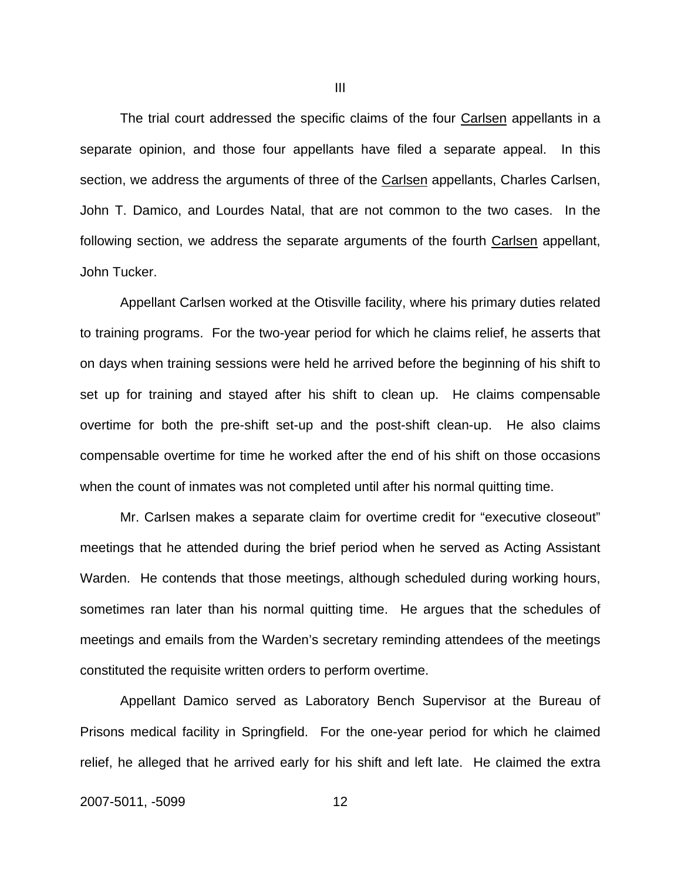## III

The trial court addressed the specific claims of the four Carlsen appellants in a separate opinion, and those four appellants have filed a separate appeal. In this section, we address the arguments of three of the Carlsen appellants, Charles Carlsen, John T. Damico, and Lourdes Natal, that are not common to the two cases. In the following section, we address the separate arguments of the fourth Carlsen appellant, John Tucker.

Appellant Carlsen worked at the Otisville facility, where his primary duties related to training programs. For the two-year period for which he claims relief, he asserts that on days when training sessions were held he arrived before the beginning of his shift to set up for training and stayed after his shift to clean up. He claims compensable overtime for both the pre-shift set-up and the post-shift clean-up. He also claims compensable overtime for time he worked after the end of his shift on those occasions when the count of inmates was not completed until after his normal quitting time.

Mr. Carlsen makes a separate claim for overtime credit for "executive closeout" meetings that he attended during the brief period when he served as Acting Assistant Warden. He contends that those meetings, although scheduled during working hours, sometimes ran later than his normal quitting time. He argues that the schedules of meetings and emails from the Warden's secretary reminding attendees of the meetings constituted the requisite written orders to perform overtime.

Appellant Damico served as Laboratory Bench Supervisor at the Bureau of Prisons medical facility in Springfield. For the one-year period for which he claimed relief, he alleged that he arrived early for his shift and left late. He claimed the extra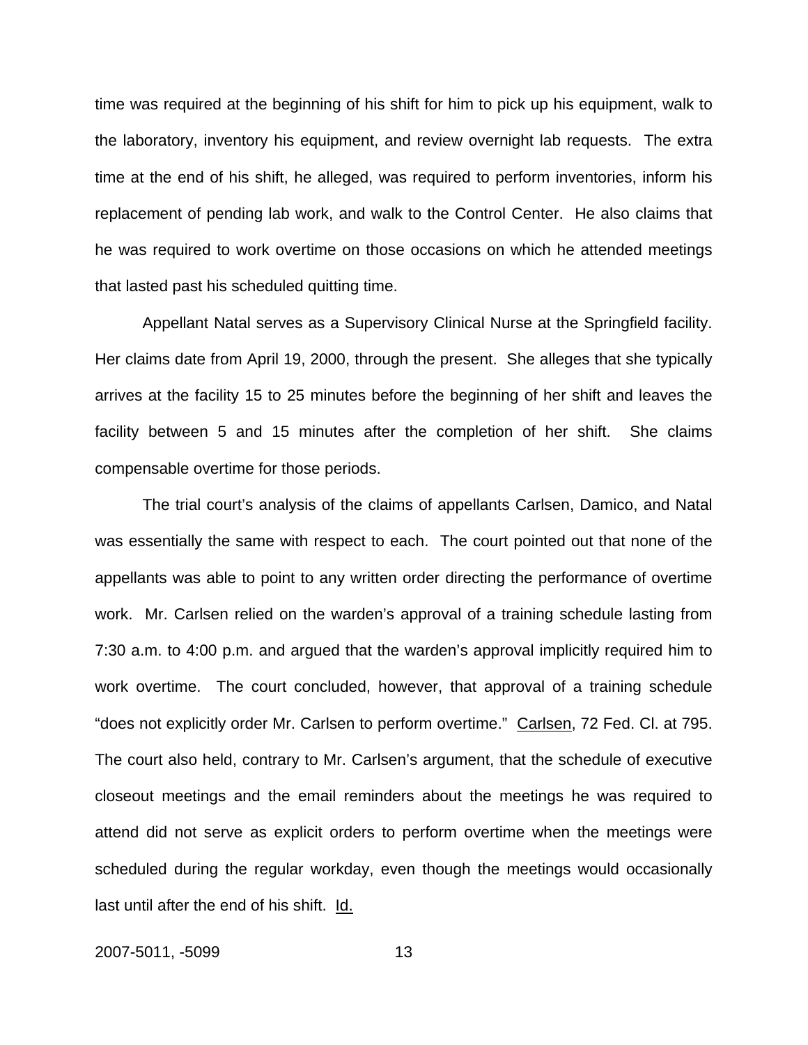time was required at the beginning of his shift for him to pick up his equipment, walk to the laboratory, inventory his equipment, and review overnight lab requests. The extra time at the end of his shift, he alleged, was required to perform inventories, inform his replacement of pending lab work, and walk to the Control Center. He also claims that he was required to work overtime on those occasions on which he attended meetings that lasted past his scheduled quitting time.

Appellant Natal serves as a Supervisory Clinical Nurse at the Springfield facility. Her claims date from April 19, 2000, through the present. She alleges that she typically arrives at the facility 15 to 25 minutes before the beginning of her shift and leaves the facility between 5 and 15 minutes after the completion of her shift. She claims compensable overtime for those periods.

The trial court's analysis of the claims of appellants Carlsen, Damico, and Natal was essentially the same with respect to each. The court pointed out that none of the appellants was able to point to any written order directing the performance of overtime work. Mr. Carlsen relied on the warden's approval of a training schedule lasting from 7:30 a.m. to 4:00 p.m. and argued that the warden's approval implicitly required him to work overtime. The court concluded, however, that approval of a training schedule "does not explicitly order Mr. Carlsen to perform overtime." Carlsen, 72 Fed. Cl. at 795. The court also held, contrary to Mr. Carlsen's argument, that the schedule of executive closeout meetings and the email reminders about the meetings he was required to attend did not serve as explicit orders to perform overtime when the meetings were scheduled during the regular workday, even though the meetings would occasionally last until after the end of his shift. Id.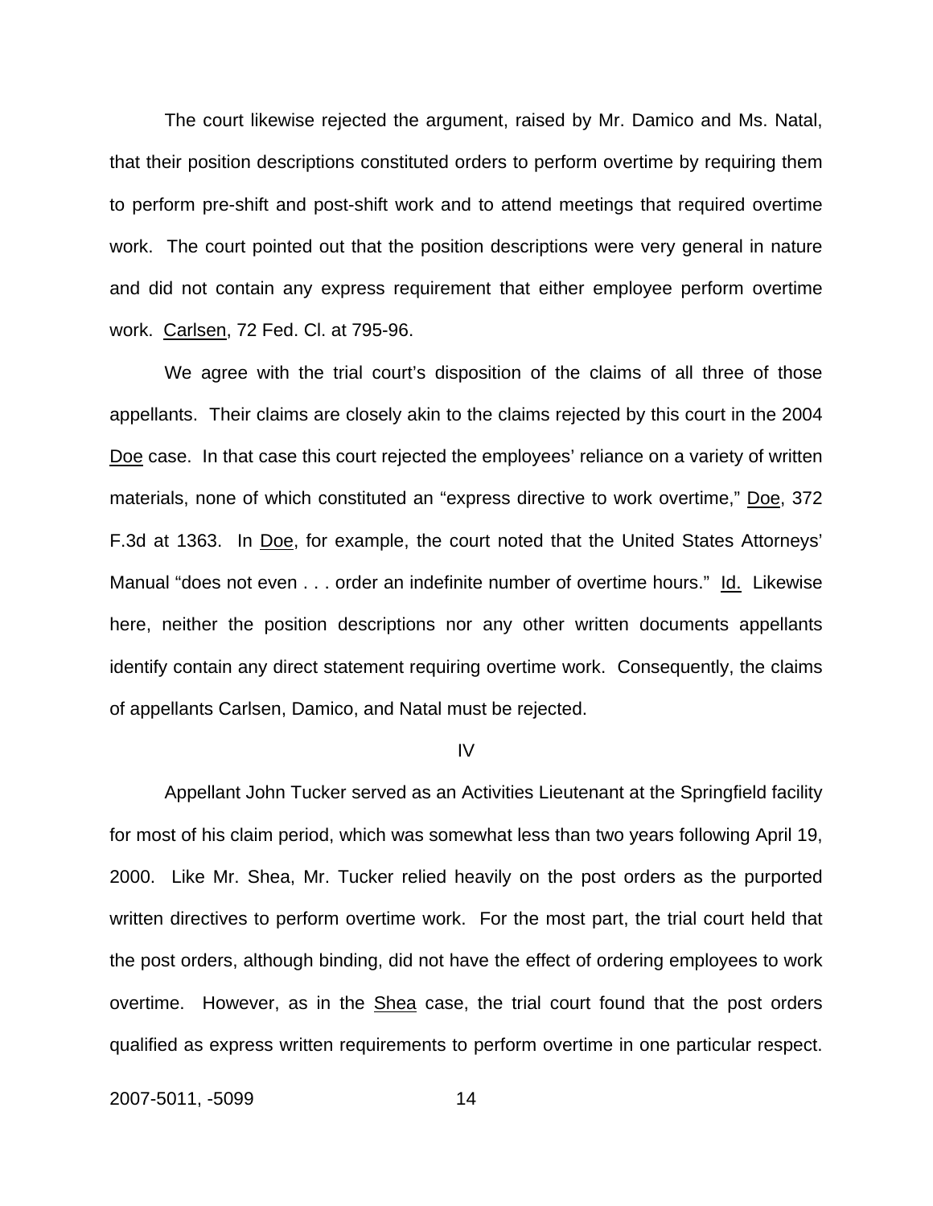The court likewise rejected the argument, raised by Mr. Damico and Ms. Natal, that their position descriptions constituted orders to perform overtime by requiring them to perform pre-shift and post-shift work and to attend meetings that required overtime work. The court pointed out that the position descriptions were very general in nature and did not contain any express requirement that either employee perform overtime work. Carlsen, 72 Fed. Cl. at 795-96.

We agree with the trial court's disposition of the claims of all three of those appellants. Their claims are closely akin to the claims rejected by this court in the 2004 Doe case. In that case this court rejected the employees' reliance on a variety of written materials, none of which constituted an "express directive to work overtime," Doe, 372 F.3d at 1363. In Doe, for example, the court noted that the United States Attorneys' Manual "does not even . . . order an indefinite number of overtime hours." Id. Likewise here, neither the position descriptions nor any other written documents appellants identify contain any direct statement requiring overtime work. Consequently, the claims of appellants Carlsen, Damico, and Natal must be rejected.

IV

Appellant John Tucker served as an Activities Lieutenant at the Springfield facility for most of his claim period, which was somewhat less than two years following April 19, 2000. Like Mr. Shea, Mr. Tucker relied heavily on the post orders as the purported written directives to perform overtime work. For the most part, the trial court held that the post orders, although binding, did not have the effect of ordering employees to work overtime. However, as in the Shea case, the trial court found that the post orders qualified as express written requirements to perform overtime in one particular respect.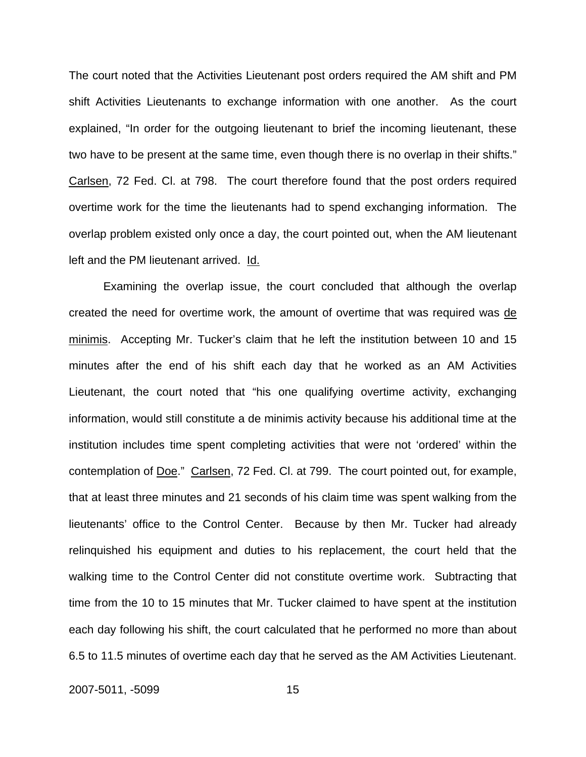The court noted that the Activities Lieutenant post orders required the AM shift and PM shift Activities Lieutenants to exchange information with one another. As the court explained, "In order for the outgoing lieutenant to brief the incoming lieutenant, these two have to be present at the same time, even though there is no overlap in their shifts." Carlsen, 72 Fed. Cl. at 798. The court therefore found that the post orders required overtime work for the time the lieutenants had to spend exchanging information. The overlap problem existed only once a day, the court pointed out, when the AM lieutenant left and the PM lieutenant arrived. Id.

Examining the overlap issue, the court concluded that although the overlap created the need for overtime work, the amount of overtime that was required was de minimis. Accepting Mr. Tucker's claim that he left the institution between 10 and 15 minutes after the end of his shift each day that he worked as an AM Activities Lieutenant, the court noted that "his one qualifying overtime activity, exchanging information, would still constitute a de minimis activity because his additional time at the institution includes time spent completing activities that were not 'ordered' within the contemplation of Doe." Carlsen, 72 Fed. Cl. at 799. The court pointed out, for example, that at least three minutes and 21 seconds of his claim time was spent walking from the lieutenants' office to the Control Center. Because by then Mr. Tucker had already relinquished his equipment and duties to his replacement, the court held that the walking time to the Control Center did not constitute overtime work. Subtracting that time from the 10 to 15 minutes that Mr. Tucker claimed to have spent at the institution each day following his shift, the court calculated that he performed no more than about 6.5 to 11.5 minutes of overtime each day that he served as the AM Activities Lieutenant.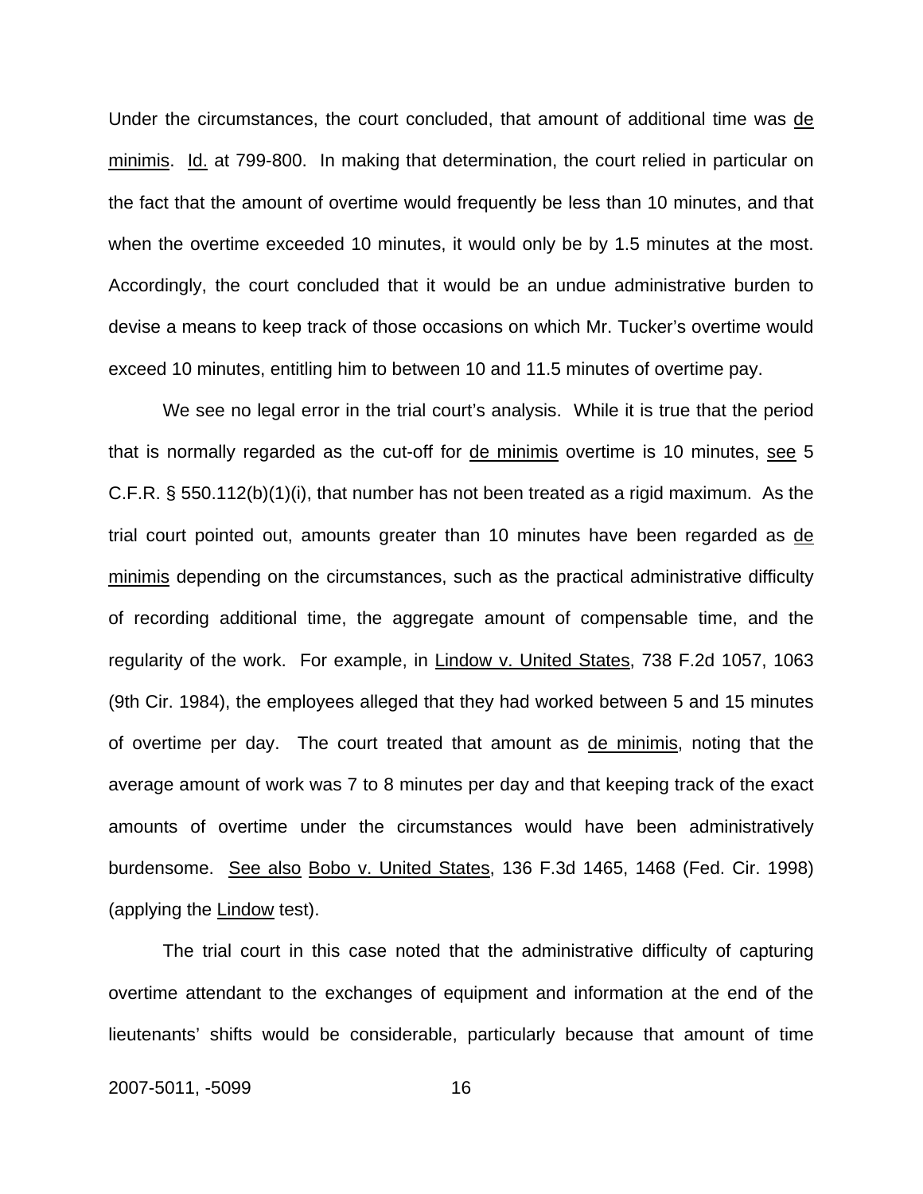Under the circumstances, the court concluded, that amount of additional time was de minimis. Id. at 799-800. In making that determination, the court relied in particular on the fact that the amount of overtime would frequently be less than 10 minutes, and that when the overtime exceeded 10 minutes, it would only be by 1.5 minutes at the most. Accordingly, the court concluded that it would be an undue administrative burden to devise a means to keep track of those occasions on which Mr. Tucker's overtime would exceed 10 minutes, entitling him to between 10 and 11.5 minutes of overtime pay.

We see no legal error in the trial court's analysis. While it is true that the period that is normally regarded as the cut-off for de minimis overtime is 10 minutes, see 5 C.F.R. § 550.112(b)(1)(i), that number has not been treated as a rigid maximum. As the trial court pointed out, amounts greater than 10 minutes have been regarded as de minimis depending on the circumstances, such as the practical administrative difficulty of recording additional time, the aggregate amount of compensable time, and the regularity of the work. For example, in Lindow v. United States, 738 F.2d 1057, 1063 (9th Cir. 1984), the employees alleged that they had worked between 5 and 15 minutes of overtime per day. The court treated that amount as de minimis, noting that the average amount of work was 7 to 8 minutes per day and that keeping track of the exact amounts of overtime under the circumstances would have been administratively burdensome. See also Bobo v. United States, 136 F.3d 1465, 1468 (Fed. Cir. 1998) (applying the Lindow test).

The trial court in this case noted that the administrative difficulty of capturing overtime attendant to the exchanges of equipment and information at the end of the lieutenants' shifts would be considerable, particularly because that amount of time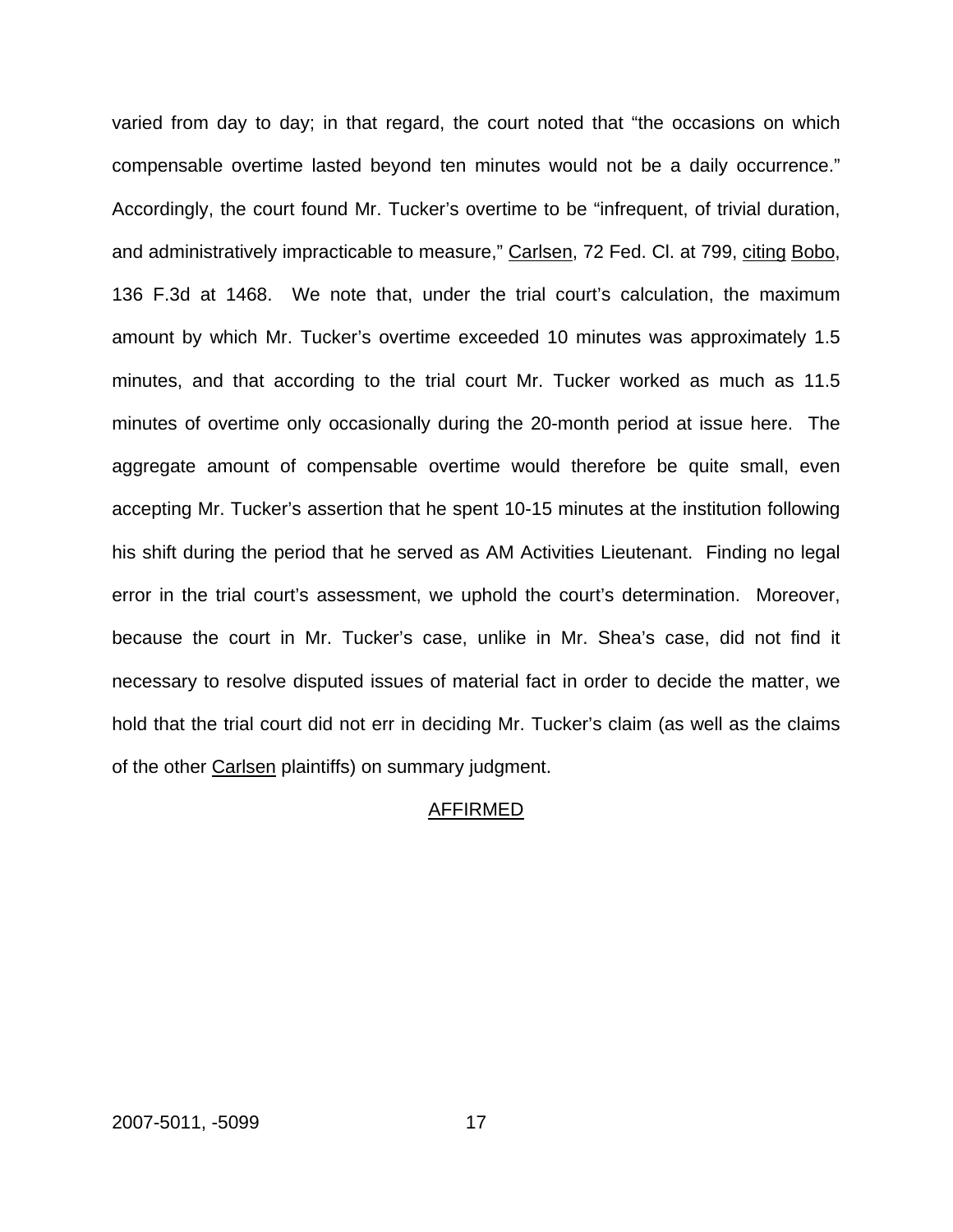varied from day to day; in that regard, the court noted that "the occasions on which compensable overtime lasted beyond ten minutes would not be a daily occurrence." Accordingly, the court found Mr. Tucker's overtime to be "infrequent, of trivial duration, and administratively impracticable to measure," Carlsen, 72 Fed. Cl. at 799, citing Bobo, 136 F.3d at 1468. We note that, under the trial court's calculation, the maximum amount by which Mr. Tucker's overtime exceeded 10 minutes was approximately 1.5 minutes, and that according to the trial court Mr. Tucker worked as much as 11.5 minutes of overtime only occasionally during the 20-month period at issue here. The aggregate amount of compensable overtime would therefore be quite small, even accepting Mr. Tucker's assertion that he spent 10-15 minutes at the institution following his shift during the period that he served as AM Activities Lieutenant. Finding no legal error in the trial court's assessment, we uphold the court's determination. Moreover, because the court in Mr. Tucker's case, unlike in Mr. Shea's case, did not find it necessary to resolve disputed issues of material fact in order to decide the matter, we hold that the trial court did not err in deciding Mr. Tucker's claim (as well as the claims of the other Carlsen plaintiffs) on summary judgment.

AFFIRMED